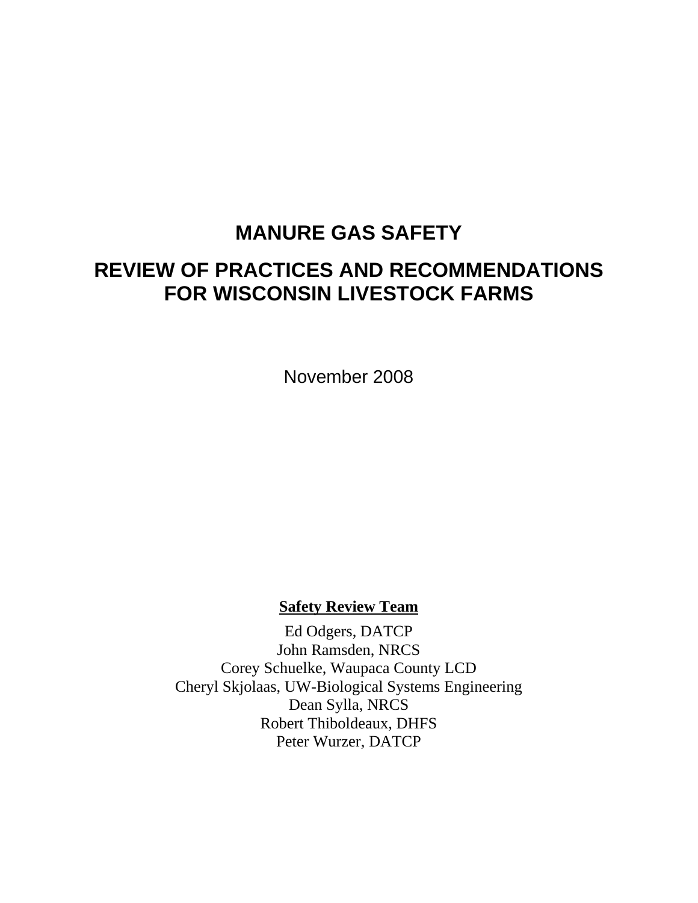# MANURE GAS SAFETY

# REVIEW OF PRACTICES AND RECOMMENDATIONS FOR WISCONSIN LIVESTOCK FARMS

November 2008

**Safety Review Team**

Ed Odgers, DATCP
John Ramsden, NRCS
Corey Schuelke, Waupaca County LCD
Cheryl Skjolaas, UW-Biological Systems Engineering
Dean Sylla, NRCS
Robert Thiboldeaux, DHFS
Peter Wurzer, DATCP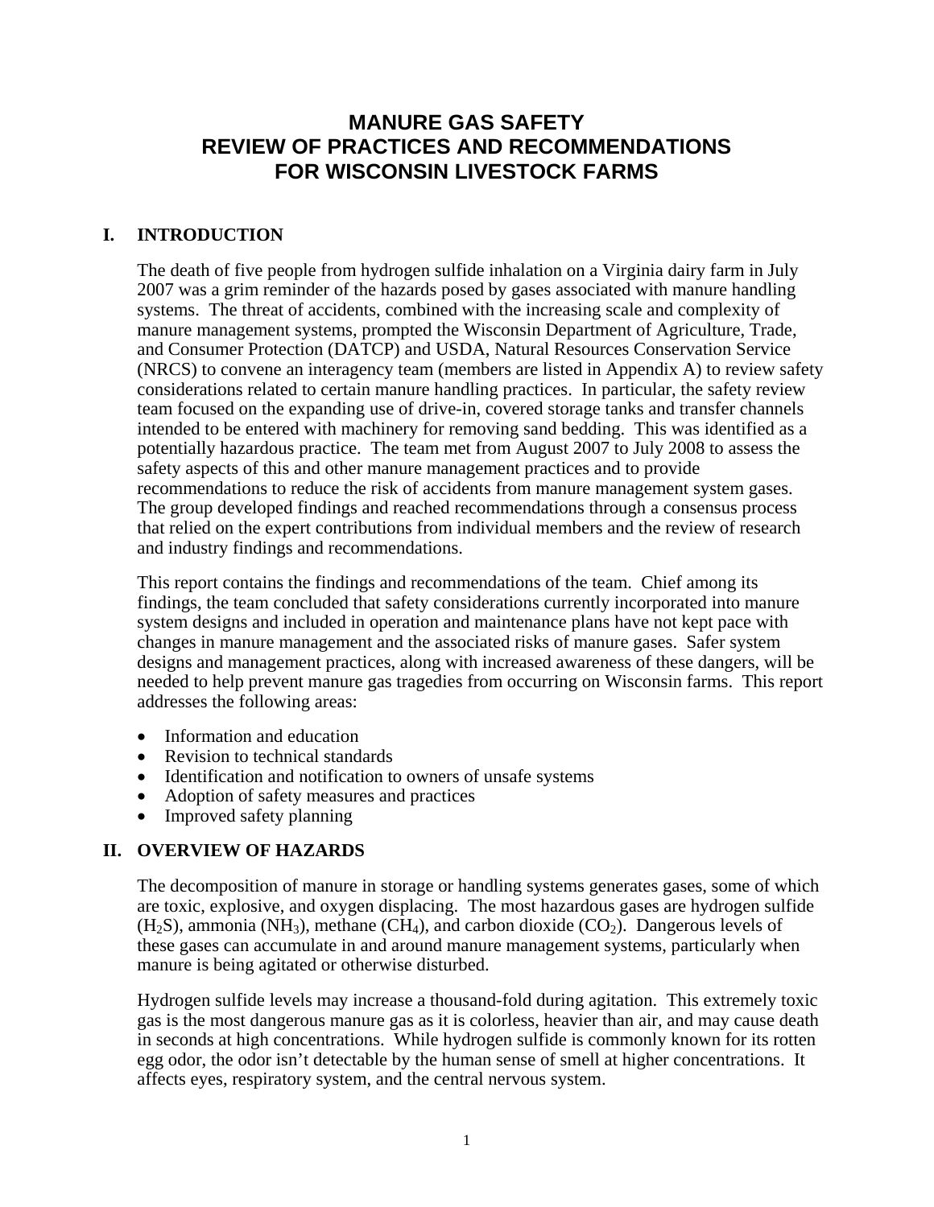# MANURE GAS SAFETY
# REVIEW OF PRACTICES AND RECOMMENDATIONS
# FOR WISCONSIN LIVESTOCK FARMS

## I. INTRODUCTION

The death of five people from hydrogen sulfide inhalation on a Virginia dairy farm in July 2007 was a grim reminder of the hazards posed by gases associated with manure handling systems. The threat of accidents, combined with the increasing scale and complexity of manure management systems, prompted the Wisconsin Department of Agriculture, Trade, and Consumer Protection (DATCP) and USDA, Natural Resources Conservation Service (NRCS) to convene an interagency team (members are listed in Appendix A) to review safety considerations related to certain manure handling practices. In particular, the safety review team focused on the expanding use of drive-in, covered storage tanks and transfer channels intended to be entered with machinery for removing sand bedding. This was identified as a potentially hazardous practice. The team met from August 2007 to July 2008 to assess the safety aspects of this and other manure management practices and to provide recommendations to reduce the risk of accidents from manure management system gases. The group developed findings and reached recommendations through a consensus process that relied on the expert contributions from individual members and the review of research and industry findings and recommendations.

This report contains the findings and recommendations of the team. Chief among its findings, the team concluded that safety considerations currently incorporated into manure system designs and included in operation and maintenance plans have not kept pace with changes in manure management and the associated risks of manure gases. Safer system designs and management practices, along with increased awareness of these dangers, will be needed to help prevent manure gas tragedies from occurring on Wisconsin farms. This report addresses the following areas:

- Information and education
- Revision to technical standards
- Identification and notification to owners of unsafe systems
- Adoption of safety measures and practices
- Improved safety planning

## II. OVERVIEW OF HAZARDS

The decomposition of manure in storage or handling systems generates gases, some of which are toxic, explosive, and oxygen displacing. The most hazardous gases are hydrogen sulfide ($H_2S$), ammonia ($NH_3$), methane ($CH_4$), and carbon dioxide ($CO_2$). Dangerous levels of these gases can accumulate in and around manure management systems, particularly when manure is being agitated or otherwise disturbed.

Hydrogen sulfide levels may increase a thousand-fold during agitation. This extremely toxic gas is the most dangerous manure gas as it is colorless, heavier than air, and may cause death in seconds at high concentrations. While hydrogen sulfide is commonly known for its rotten egg odor, the odor isn't detectable by the human sense of smell at higher concentrations. It affects eyes, respiratory system, and the central nervous system.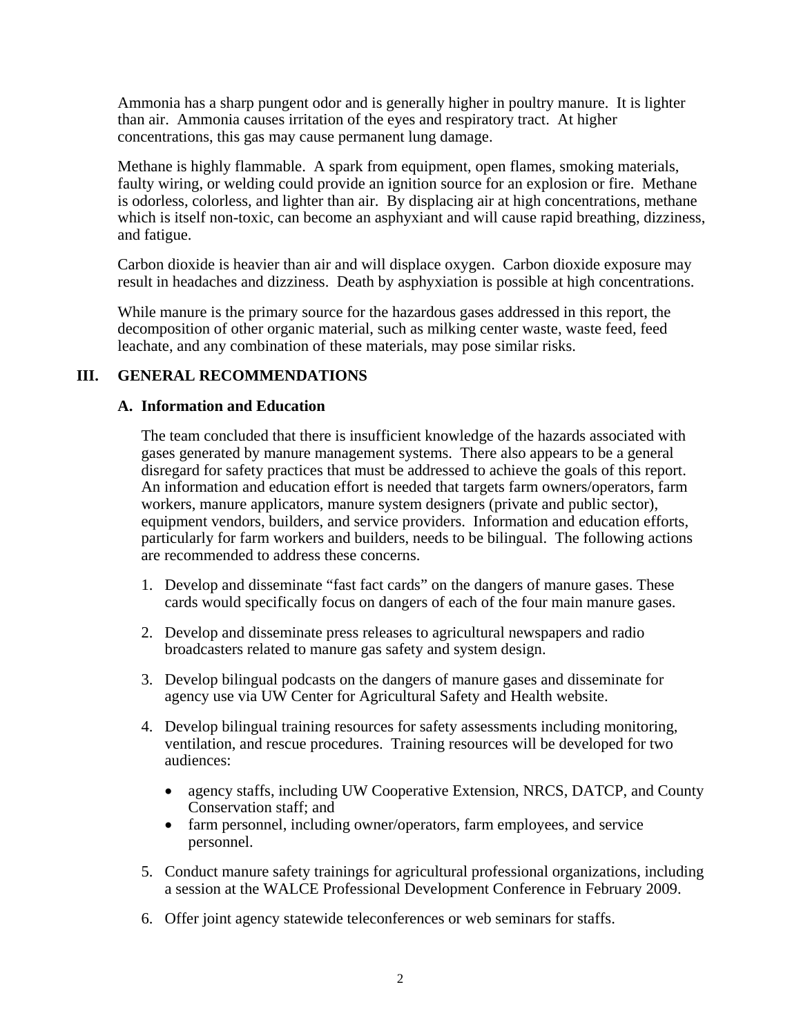Ammonia has a sharp pungent odor and is generally higher in poultry manure. It is lighter than air. Ammonia causes irritation of the eyes and respiratory tract. At higher concentrations, this gas may cause permanent lung damage.

Methane is highly flammable. A spark from equipment, open flames, smoking materials, faulty wiring, or welding could provide an ignition source for an explosion or fire. Methane is odorless, colorless, and lighter than air. By displacing air at high concentrations, methane which is itself non-toxic, can become an asphyxiant and will cause rapid breathing, dizziness, and fatigue.

Carbon dioxide is heavier than air and will displace oxygen. Carbon dioxide exposure may result in headaches and dizziness. Death by asphyxiation is possible at high concentrations.

While manure is the primary source for the hazardous gases addressed in this report, the decomposition of other organic material, such as milking center waste, waste feed, feed leachate, and any combination of these materials, may pose similar risks.

## III. GENERAL RECOMMENDATIONS

### A. Information and Education

The team concluded that there is insufficient knowledge of the hazards associated with gases generated by manure management systems. There also appears to be a general disregard for safety practices that must be addressed to achieve the goals of this report. An information and education effort is needed that targets farm owners/operators, farm workers, manure applicators, manure system designers (private and public sector), equipment vendors, builders, and service providers. Information and education efforts, particularly for farm workers and builders, needs to be bilingual. The following actions are recommended to address these concerns.

1. Develop and disseminate "fast fact cards" on the dangers of manure gases. These cards would specifically focus on dangers of each of the four main manure gases.

2. Develop and disseminate press releases to agricultural newspapers and radio broadcasters related to manure gas safety and system design.

3. Develop bilingual podcasts on the dangers of manure gases and disseminate for agency use via UW Center for Agricultural Safety and Health website.

4. Develop bilingual training resources for safety assessments including monitoring, ventilation, and rescue procedures. Training resources will be developed for two audiences:

   - agency staffs, including UW Cooperative Extension, NRCS, DATCP, and County Conservation staff; and
   - farm personnel, including owner/operators, farm employees, and service personnel.

5. Conduct manure safety trainings for agricultural professional organizations, including a session at the WALCE Professional Development Conference in February 2009.

6. Offer joint agency statewide teleconferences or web seminars for staffs.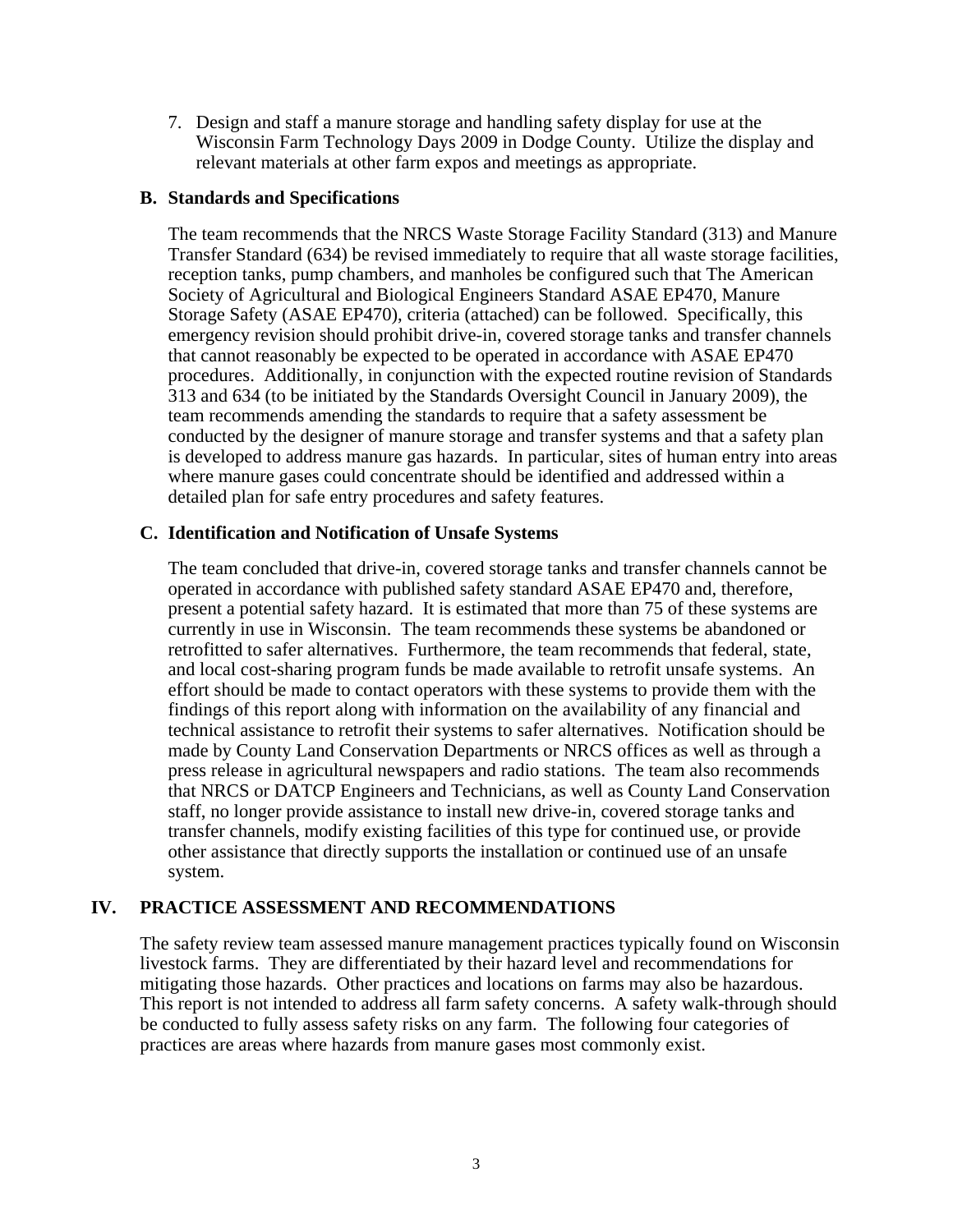7. Design and staff a manure storage and handling safety display for use at the Wisconsin Farm Technology Days 2009 in Dodge County. Utilize the display and relevant materials at other farm expos and meetings as appropriate.

### B. Standards and Specifications

The team recommends that the NRCS Waste Storage Facility Standard (313) and Manure Transfer Standard (634) be revised immediately to require that all waste storage facilities, reception tanks, pump chambers, and manholes be configured such that The American Society of Agricultural and Biological Engineers Standard ASAE EP470, Manure Storage Safety (ASAE EP470), criteria (attached) can be followed. Specifically, this emergency revision should prohibit drive-in, covered storage tanks and transfer channels that cannot reasonably be expected to be operated in accordance with ASAE EP470 procedures. Additionally, in conjunction with the expected routine revision of Standards 313 and 634 (to be initiated by the Standards Oversight Council in January 2009), the team recommends amending the standards to require that a safety assessment be conducted by the designer of manure storage and transfer systems and that a safety plan is developed to address manure gas hazards. In particular, sites of human entry into areas where manure gases could concentrate should be identified and addressed within a detailed plan for safe entry procedures and safety features.

### C. Identification and Notification of Unsafe Systems

The team concluded that drive-in, covered storage tanks and transfer channels cannot be operated in accordance with published safety standard ASAE EP470 and, therefore, present a potential safety hazard. It is estimated that more than 75 of these systems are currently in use in Wisconsin. The team recommends these systems be abandoned or retrofitted to safer alternatives. Furthermore, the team recommends that federal, state, and local cost-sharing program funds be made available to retrofit unsafe systems. An effort should be made to contact operators with these systems to provide them with the findings of this report along with information on the availability of any financial and technical assistance to retrofit their systems to safer alternatives. Notification should be made by County Land Conservation Departments or NRCS offices as well as through a press release in agricultural newspapers and radio stations. The team also recommends that NRCS or DATCP Engineers and Technicians, as well as County Land Conservation staff, no longer provide assistance to install new drive-in, covered storage tanks and transfer channels, modify existing facilities of this type for continued use, or provide other assistance that directly supports the installation or continued use of an unsafe system.

## IV. PRACTICE ASSESSMENT AND RECOMMENDATIONS

The safety review team assessed manure management practices typically found on Wisconsin livestock farms. They are differentiated by their hazard level and recommendations for mitigating those hazards. Other practices and locations on farms may also be hazardous. This report is not intended to address all farm safety concerns. A safety walk-through should be conducted to fully assess safety risks on any farm. The following four categories of practices are areas where hazards from manure gases most commonly exist.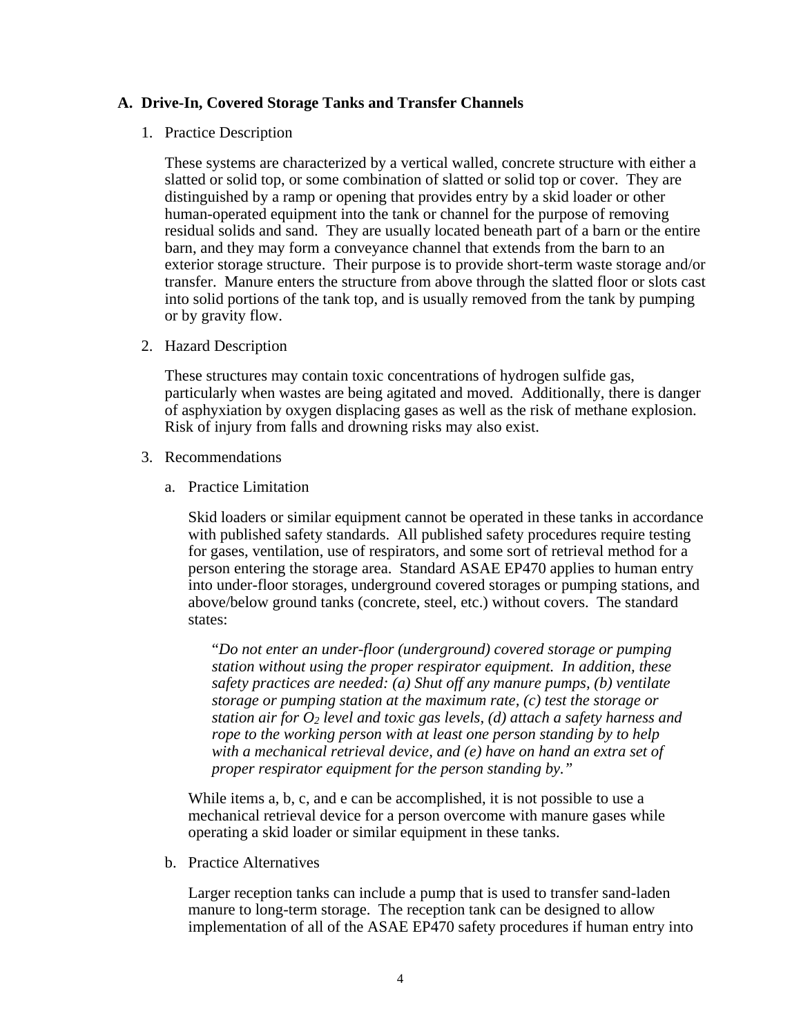### A. Drive-In, Covered Storage Tanks and Transfer Channels

1. Practice Description

   These systems are characterized by a vertical walled, concrete structure with either a slatted or solid top, or some combination of slatted or solid top or cover. They are distinguished by a ramp or opening that provides entry by a skid loader or other human-operated equipment into the tank or channel for the purpose of removing residual solids and sand. They are usually located beneath part of a barn or the entire barn, and they may form a conveyance channel that extends from the barn to an exterior storage structure. Their purpose is to provide short-term waste storage and/or transfer. Manure enters the structure from above through the slatted floor or slots cast into solid portions of the tank top, and is usually removed from the tank by pumping or by gravity flow.

2. Hazard Description

   These structures may contain toxic concentrations of hydrogen sulfide gas, particularly when wastes are being agitated and moved. Additionally, there is danger of asphyxiation by oxygen displacing gases as well as the risk of methane explosion. Risk of injury from falls and drowning risks may also exist.

3. Recommendations

   a. Practice Limitation

      Skid loaders or similar equipment cannot be operated in these tanks in accordance with published safety standards. All published safety procedures require testing for gases, ventilation, use of respirators, and some sort of retrieval method for a person entering the storage area. Standard ASAE EP470 applies to human entry into under-floor storages, underground covered storages or pumping stations, and above/below ground tanks (concrete, steel, etc.) without covers. The standard states:

      > "*Do not enter an under-floor (underground) covered storage or pumping station without using the proper respirator equipment. In addition, these safety practices are needed: (a) Shut off any manure pumps, (b) ventilate storage or pumping station at the maximum rate, (c) test the storage or station air for $O_2$ level and toxic gas levels, (d) attach a safety harness and rope to the working person with at least one person standing by to help with a mechanical retrieval device, and (e) have on hand an extra set of proper respirator equipment for the person standing by.*"

      While items a, b, c, and e can be accomplished, it is not possible to use a mechanical retrieval device for a person overcome with manure gases while operating a skid loader or similar equipment in these tanks.

   b. Practice Alternatives

      Larger reception tanks can include a pump that is used to transfer sand-laden manure to long-term storage. The reception tank can be designed to allow implementation of all of the ASAE EP470 safety procedures if human entry into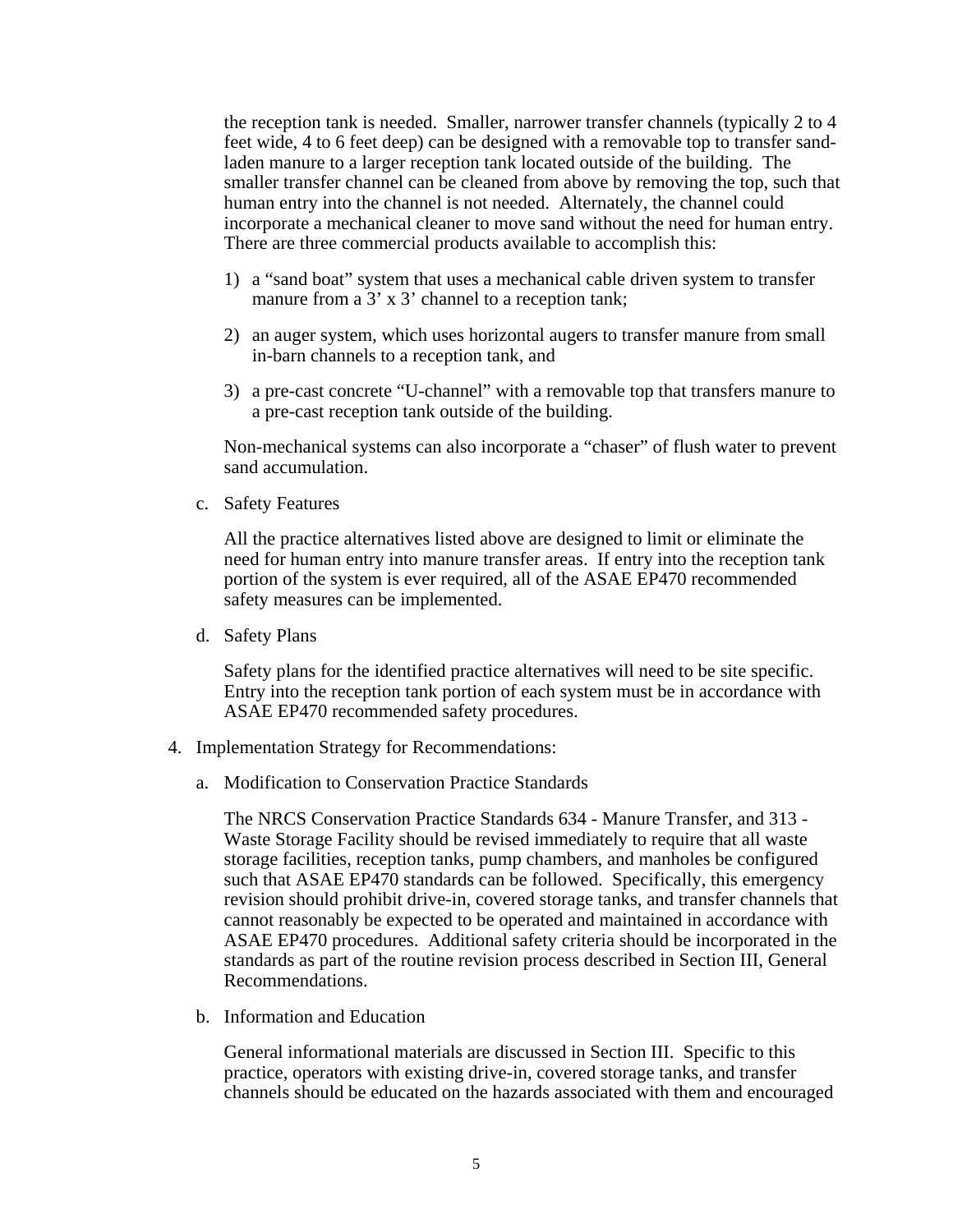the reception tank is needed. Smaller, narrower transfer channels (typically 2 to 4 feet wide, 4 to 6 feet deep) can be designed with a removable top to transfer sand-laden manure to a larger reception tank located outside of the building. The smaller transfer channel can be cleaned from above by removing the top, such that human entry into the channel is not needed. Alternately, the channel could incorporate a mechanical cleaner to move sand without the need for human entry. There are three commercial products available to accomplish this:

1) a "sand boat" system that uses a mechanical cable driven system to transfer manure from a 3' x 3' channel to a reception tank;

2) an auger system, which uses horizontal augers to transfer manure from small in-barn channels to a reception tank, and

3) a pre-cast concrete "U-channel" with a removable top that transfers manure to a pre-cast reception tank outside of the building.

Non-mechanical systems can also incorporate a "chaser" of flush water to prevent sand accumulation.

c. Safety Features

All the practice alternatives listed above are designed to limit or eliminate the need for human entry into manure transfer areas. If entry into the reception tank portion of the system is ever required, all of the ASAE EP470 recommended safety measures can be implemented.

d. Safety Plans

Safety plans for the identified practice alternatives will need to be site specific. Entry into the reception tank portion of each system must be in accordance with ASAE EP470 recommended safety procedures.

4. Implementation Strategy for Recommendations:

a. Modification to Conservation Practice Standards

The NRCS Conservation Practice Standards 634 - Manure Transfer, and 313 - Waste Storage Facility should be revised immediately to require that all waste storage facilities, reception tanks, pump chambers, and manholes be configured such that ASAE EP470 standards can be followed. Specifically, this emergency revision should prohibit drive-in, covered storage tanks, and transfer channels that cannot reasonably be expected to be operated and maintained in accordance with ASAE EP470 procedures. Additional safety criteria should be incorporated in the standards as part of the routine revision process described in Section III, General Recommendations.

b. Information and Education

General informational materials are discussed in Section III. Specific to this practice, operators with existing drive-in, covered storage tanks, and transfer channels should be educated on the hazards associated with them and encouraged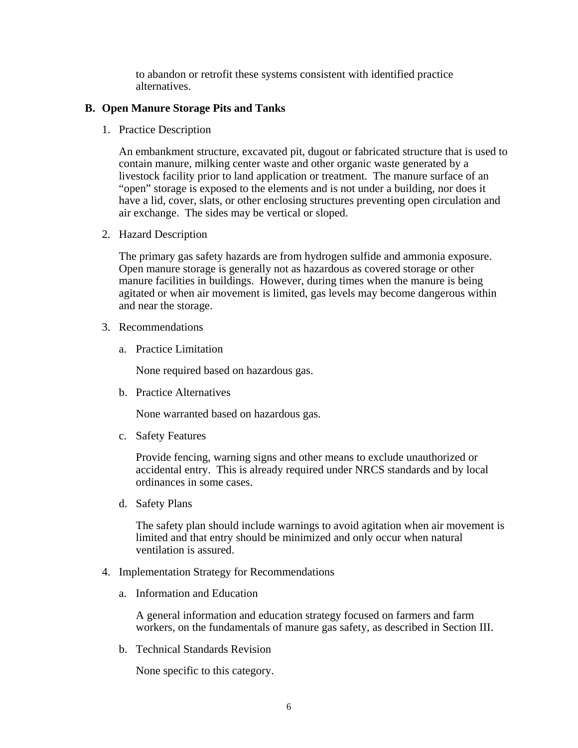to abandon or retrofit these systems consistent with identified practice alternatives.

## B. Open Manure Storage Pits and Tanks

1. Practice Description

   An embankment structure, excavated pit, dugout or fabricated structure that is used to contain manure, milking center waste and other organic waste generated by a livestock facility prior to land application or treatment. The manure surface of an "open" storage is exposed to the elements and is not under a building, nor does it have a lid, cover, slats, or other enclosing structures preventing open circulation and air exchange. The sides may be vertical or sloped.

2. Hazard Description

   The primary gas safety hazards are from hydrogen sulfide and ammonia exposure. Open manure storage is generally not as hazardous as covered storage or other manure facilities in buildings. However, during times when the manure is being agitated or when air movement is limited, gas levels may become dangerous within and near the storage.

3. Recommendations

   a. Practice Limitation

      None required based on hazardous gas.

   b. Practice Alternatives

      None warranted based on hazardous gas.

   c. Safety Features

      Provide fencing, warning signs and other means to exclude unauthorized or accidental entry. This is already required under NRCS standards and by local ordinances in some cases.

   d. Safety Plans

      The safety plan should include warnings to avoid agitation when air movement is limited and that entry should be minimized and only occur when natural ventilation is assured.

4. Implementation Strategy for Recommendations

   a. Information and Education

      A general information and education strategy focused on farmers and farm workers, on the fundamentals of manure gas safety, as described in Section III.

   b. Technical Standards Revision

      None specific to this category.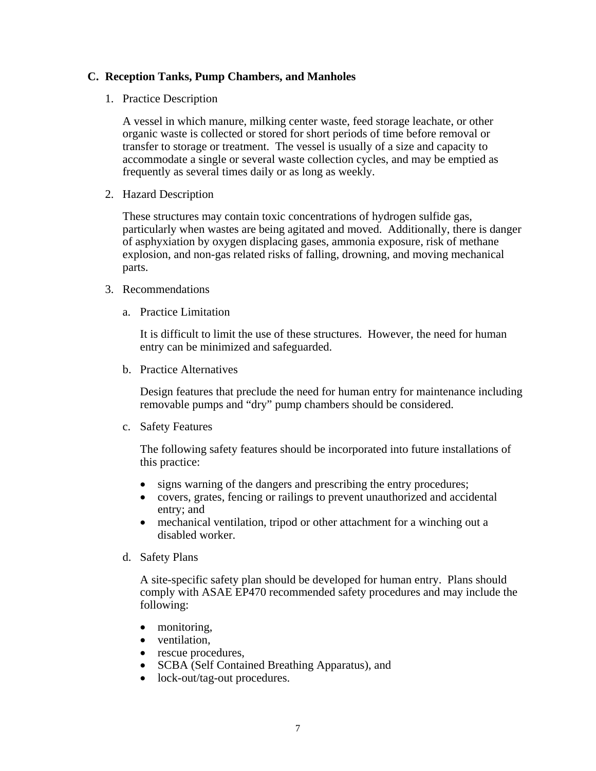## C. Reception Tanks, Pump Chambers, and Manholes

1. Practice Description

   A vessel in which manure, milking center waste, feed storage leachate, or other organic waste is collected or stored for short periods of time before removal or transfer to storage or treatment. The vessel is usually of a size and capacity to accommodate a single or several waste collection cycles, and may be emptied as frequently as several times daily or as long as weekly.

2. Hazard Description

   These structures may contain toxic concentrations of hydrogen sulfide gas, particularly when wastes are being agitated and moved. Additionally, there is danger of asphyxiation by oxygen displacing gases, ammonia exposure, risk of methane explosion, and non-gas related risks of falling, drowning, and moving mechanical parts.

3. Recommendations

   a. Practice Limitation

      It is difficult to limit the use of these structures. However, the need for human entry can be minimized and safeguarded.

   b. Practice Alternatives

      Design features that preclude the need for human entry for maintenance including removable pumps and "dry" pump chambers should be considered.

   c. Safety Features

      The following safety features should be incorporated into future installations of this practice:

      - signs warning of the dangers and prescribing the entry procedures;
      - covers, grates, fencing or railings to prevent unauthorized and accidental entry; and
      - mechanical ventilation, tripod or other attachment for a winching out a disabled worker.

   d. Safety Plans

      A site-specific safety plan should be developed for human entry. Plans should comply with ASAE EP470 recommended safety procedures and may include the following:

      - monitoring,
      - ventilation,
      - rescue procedures,
      - SCBA (Self Contained Breathing Apparatus), and
      - lock-out/tag-out procedures.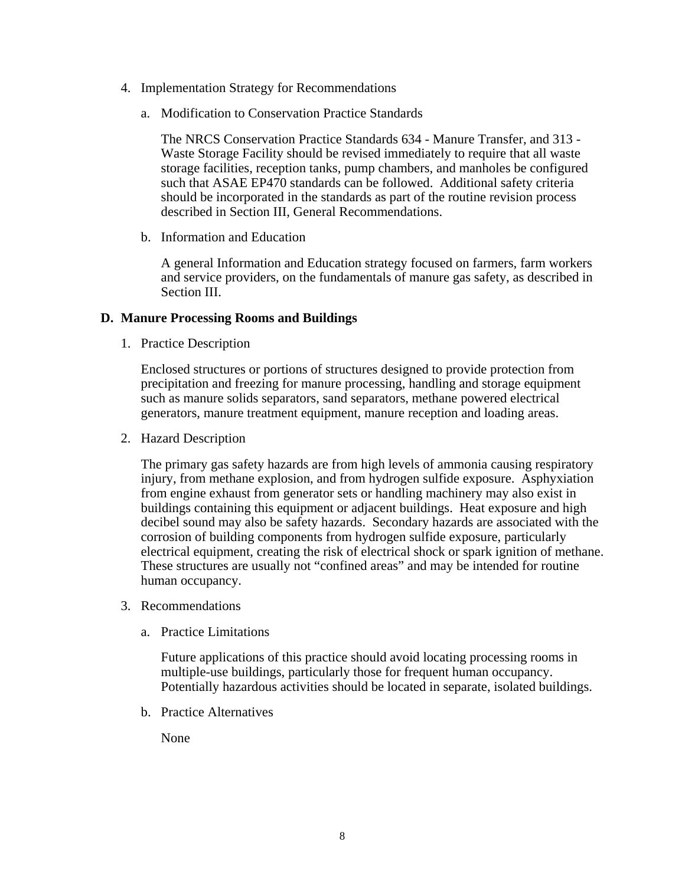4. Implementation Strategy for Recommendations

   a. Modification to Conservation Practice Standards

      The NRCS Conservation Practice Standards 634 - Manure Transfer, and 313 - Waste Storage Facility should be revised immediately to require that all waste storage facilities, reception tanks, pump chambers, and manholes be configured such that ASAE EP470 standards can be followed. Additional safety criteria should be incorporated in the standards as part of the routine revision process described in Section III, General Recommendations.

   b. Information and Education

      A general Information and Education strategy focused on farmers, farm workers and service providers, on the fundamentals of manure gas safety, as described in Section III.

## D. Manure Processing Rooms and Buildings

1. Practice Description

   Enclosed structures or portions of structures designed to provide protection from precipitation and freezing for manure processing, handling and storage equipment such as manure solids separators, sand separators, methane powered electrical generators, manure treatment equipment, manure reception and loading areas.

2. Hazard Description

   The primary gas safety hazards are from high levels of ammonia causing respiratory injury, from methane explosion, and from hydrogen sulfide exposure. Asphyxiation from engine exhaust from generator sets or handling machinery may also exist in buildings containing this equipment or adjacent buildings. Heat exposure and high decibel sound may also be safety hazards. Secondary hazards are associated with the corrosion of building components from hydrogen sulfide exposure, particularly electrical equipment, creating the risk of electrical shock or spark ignition of methane. These structures are usually not "confined areas" and may be intended for routine human occupancy.

3. Recommendations

   a. Practice Limitations

      Future applications of this practice should avoid locating processing rooms in multiple-use buildings, particularly those for frequent human occupancy. Potentially hazardous activities should be located in separate, isolated buildings.

   b. Practice Alternatives

      None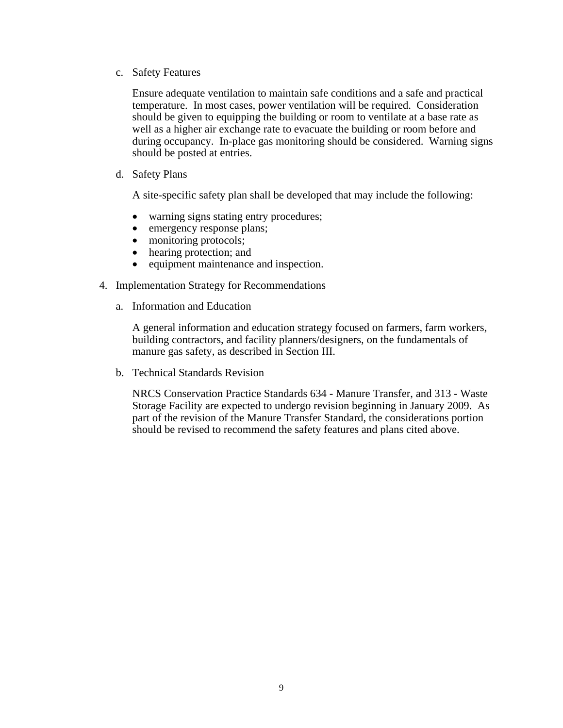c. Safety Features

Ensure adequate ventilation to maintain safe conditions and a safe and practical temperature. In most cases, power ventilation will be required. Consideration should be given to equipping the building or room to ventilate at a base rate as well as a higher air exchange rate to evacuate the building or room before and during occupancy. In-place gas monitoring should be considered. Warning signs should be posted at entries.

d. Safety Plans

A site-specific safety plan shall be developed that may include the following:

- warning signs stating entry procedures;
- emergency response plans;
- monitoring protocols;
- hearing protection; and
- equipment maintenance and inspection.

4. Implementation Strategy for Recommendations

a. Information and Education

A general information and education strategy focused on farmers, farm workers, building contractors, and facility planners/designers, on the fundamentals of manure gas safety, as described in Section III.

b. Technical Standards Revision

NRCS Conservation Practice Standards 634 - Manure Transfer, and 313 - Waste Storage Facility are expected to undergo revision beginning in January 2009. As part of the revision of the Manure Transfer Standard, the considerations portion should be revised to recommend the safety features and plans cited above.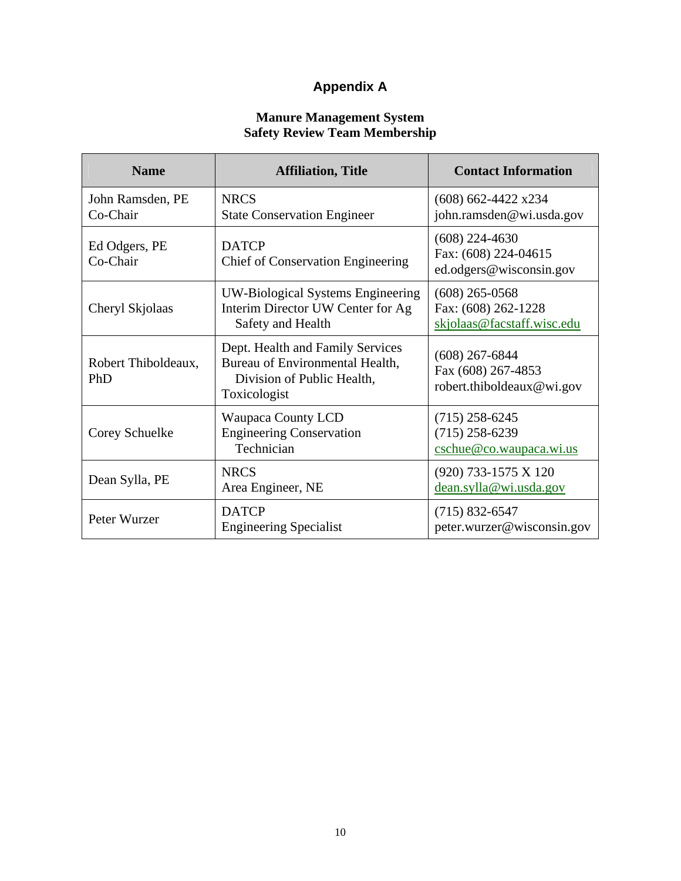# Appendix A

## Manure Management System
## Safety Review Team Membership

| Name | Affiliation, Title | Contact Information |
|---|---|---|
| John Ramsden, PE<br>Co-Chair | NRCS<br>State Conservation Engineer | (608) 662-4422 x234<br>john.ramsden@wi.usda.gov |
| Ed Odgers, PE<br>Co-Chair | DATCP<br>Chief of Conservation Engineering | (608) 224-4630<br>Fax: (608) 224-04615<br>ed.odgers@wisconsin.gov |
| Cheryl Skjolaas | UW-Biological Systems Engineering<br>Interim Director UW Center for Ag Safety and Health | (608) 265-0568<br>Fax: (608) 262-1228<br>skjolaas@facstaff.wisc.edu |
| Robert Thiboldeaux, PhD | Dept. Health and Family Services<br>Bureau of Environmental Health, Division of Public Health,<br>Toxicologist | (608) 267-6844<br>Fax (608) 267-4853<br>robert.thiboldeaux@wi.gov |
| Corey Schuelke | Waupaca County LCD<br>Engineering Conservation Technician | (715) 258-6245<br>(715) 258-6239<br>cschue@co.waupaca.wi.us |
| Dean Sylla, PE | NRCS<br>Area Engineer, NE | (920) 733-1575 X 120<br>dean.sylla@wi.usda.gov |
| Peter Wurzer | DATCP<br>Engineering Specialist | (715) 832-6547<br>peter.wurzer@wisconsin.gov |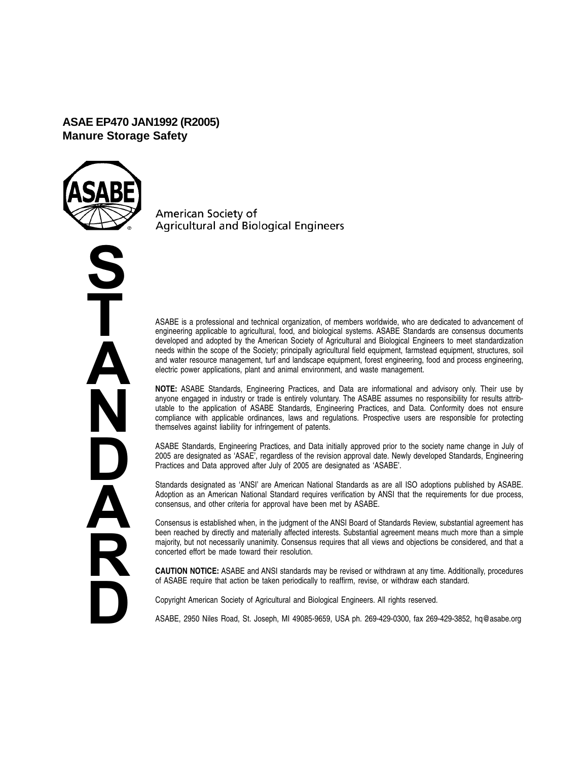**ASAE EP470 JAN1992 (R2005)**
**Manure Storage Safety**

American Society of
Agricultural and Biological Engineers

STANDARD

ASABE is a professional and technical organization, of members worldwide, who are dedicated to advancement of engineering applicable to agricultural, food, and biological systems. ASABE Standards are consensus documents developed and adopted by the American Society of Agricultural and Biological Engineers to meet standardization needs within the scope of the Society; principally agricultural field equipment, farmstead equipment, structures, soil and water resource management, turf and landscape equipment, forest engineering, food and process engineering, electric power applications, plant and animal environment, and waste management.

**NOTE:** ASABE Standards, Engineering Practices, and Data are informational and advisory only. Their use by anyone engaged in industry or trade is entirely voluntary. The ASABE assumes no responsibility for results attributable to the application of ASABE Standards, Engineering Practices, and Data. Conformity does not ensure compliance with applicable ordinances, laws and regulations. Prospective users are responsible for protecting themselves against liability for infringement of patents.

ASABE Standards, Engineering Practices, and Data initially approved prior to the society name change in July of 2005 are designated as 'ASAE', regardless of the revision approval date. Newly developed Standards, Engineering Practices and Data approved after July of 2005 are designated as 'ASABE'.

Standards designated as 'ANSI' are American National Standards as are all ISO adoptions published by ASABE. Adoption as an American National Standard requires verification by ANSI that the requirements for due process, consensus, and other criteria for approval have been met by ASABE.

Consensus is established when, in the judgment of the ANSI Board of Standards Review, substantial agreement has been reached by directly and materially affected interests. Substantial agreement means much more than a simple majority, but not necessarily unanimity. Consensus requires that all views and objections be considered, and that a concerted effort be made toward their resolution.

**CAUTION NOTICE:** ASABE and ANSI standards may be revised or withdrawn at any time. Additionally, procedures of ASABE require that action be taken periodically to reaffirm, revise, or withdraw each standard.

Copyright American Society of Agricultural and Biological Engineers. All rights reserved.

ASABE, 2950 Niles Road, St. Joseph, MI 49085-9659, USA ph. 269-429-0300, fax 269-429-3852, hq@asabe.org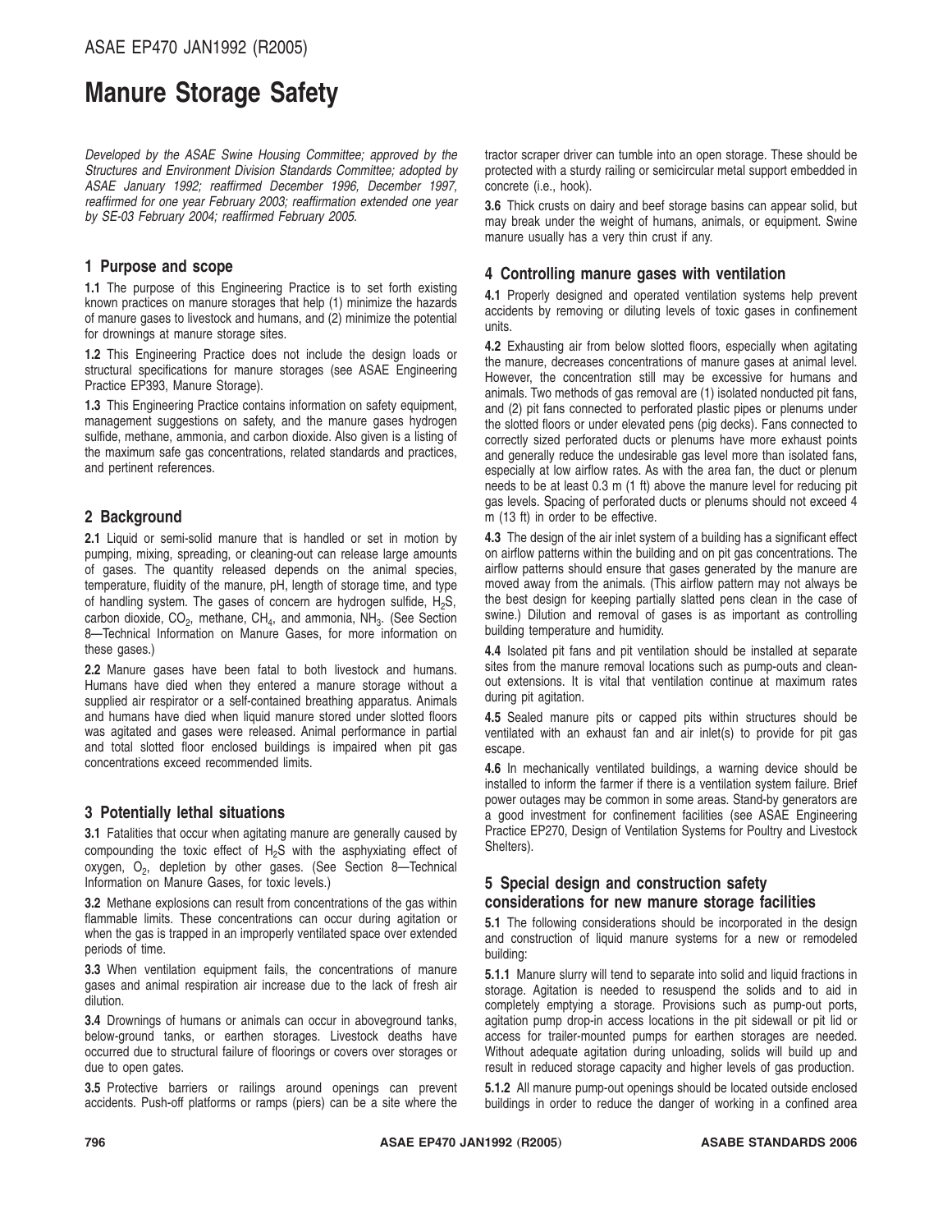# Manure Storage Safety

*Developed by the ASAE Swine Housing Committee; approved by the Structures and Environment Division Standards Committee; adopted by ASAE January 1992; reaffirmed December 1996, December 1997, reaffirmed for one year February 2003; reaffirmation extended one year by SE-03 February 2004; reaffirmed February 2005.*

## 1 Purpose and scope

**1.1** The purpose of this Engineering Practice is to set forth existing known practices on manure storages that help (1) minimize the hazards of manure gases to livestock and humans, and (2) minimize the potential for drownings at manure storage sites.

**1.2** This Engineering Practice does not include the design loads or structural specifications for manure storages (see ASAE Engineering Practice EP393, Manure Storage).

**1.3** This Engineering Practice contains information on safety equipment, management suggestions on safety, and the manure gases hydrogen sulfide, methane, ammonia, and carbon dioxide. Also given is a listing of the maximum safe gas concentrations, related standards and practices, and pertinent references.

## 2 Background

**2.1** Liquid or semi-solid manure that is handled or set in motion by pumping, mixing, spreading, or cleaning-out can release large amounts of gases. The quantity released depends on the animal species, temperature, fluidity of the manure, pH, length of storage time, and type of handling system. The gases of concern are hydrogen sulfide, $H_2S$, carbon dioxide, $CO_2$, methane, $CH_4$, and ammonia, $NH_3$. (See Section 8—Technical Information on Manure Gases, for more information on these gases.)

**2.2** Manure gases have been fatal to both livestock and humans. Humans have died when they entered a manure storage without a supplied air respirator or a self-contained breathing apparatus. Animals and humans have died when liquid manure stored under slotted floors was agitated and gases were released. Animal performance in partial and total slotted floor enclosed buildings is impaired when pit gas concentrations exceed recommended limits.

## 3 Potentially lethal situations

**3.1** Fatalities that occur when agitating manure are generally caused by compounding the toxic effect of $H_2S$ with the asphyxiating effect of oxygen, $O_2$, depletion by other gases. (See Section 8—Technical Information on Manure Gases, for toxic levels.)

**3.2** Methane explosions can result from concentrations of the gas within flammable limits. These concentrations can occur during agitation or when the gas is trapped in an improperly ventilated space over extended periods of time.

**3.3** When ventilation equipment fails, the concentrations of manure gases and animal respiration air increase due to the lack of fresh air dilution.

**3.4** Drownings of humans or animals can occur in aboveground tanks, below-ground tanks, or earthen storages. Livestock deaths have occurred due to structural failure of floorings or covers over storages or due to open gates.

**3.5** Protective barriers or railings around openings can prevent accidents. Push-off platforms or ramps (piers) can be a site where the tractor scraper driver can tumble into an open storage. These should be protected with a sturdy railing or semicircular metal support embedded in concrete (i.e., hook).

**3.6** Thick crusts on dairy and beef storage basins can appear solid, but may break under the weight of humans, animals, or equipment. Swine manure usually has a very thin crust if any.

## 4 Controlling manure gases with ventilation

**4.1** Properly designed and operated ventilation systems help prevent accidents by removing or diluting levels of toxic gases in confinement units.

**4.2** Exhausting air from below slotted floors, especially when agitating the manure, decreases concentrations of manure gases at animal level. However, the concentration still may be excessive for humans and animals. Two methods of gas removal are (1) isolated nonducted pit fans, and (2) pit fans connected to perforated plastic pipes or plenums under the slotted floors or under elevated pens (pig decks). Fans connected to correctly sized perforated ducts or plenums have more exhaust points and generally reduce the undesirable gas level more than isolated fans, especially at low airflow rates. As with the area fan, the duct or plenum needs to be at least 0.3 m (1 ft) above the manure level for reducing pit gas levels. Spacing of perforated ducts or plenums should not exceed 4 m (13 ft) in order to be effective.

**4.3** The design of the air inlet system of a building has a significant effect on airflow patterns within the building and on pit gas concentrations. The airflow patterns should ensure that gases generated by the manure are moved away from the animals. (This airflow pattern may not always be the best design for keeping partially slatted pens clean in the case of swine.) Dilution and removal of gases is as important as controlling building temperature and humidity.

**4.4** Isolated pit fans and pit ventilation should be installed at separate sites from the manure removal locations such as pump-outs and clean-out extensions. It is vital that ventilation continue at maximum rates during pit agitation.

**4.5** Sealed manure pits or capped pits within structures should be ventilated with an exhaust fan and air inlet(s) to provide for pit gas escape.

**4.6** In mechanically ventilated buildings, a warning device should be installed to inform the farmer if there is a ventilation system failure. Brief power outages may be common in some areas. Stand-by generators are a good investment for confinement facilities (see ASAE Engineering Practice EP270, Design of Ventilation Systems for Poultry and Livestock Shelters).

## 5 Special design and construction safety considerations for new manure storage facilities

**5.1** The following considerations should be incorporated in the design and construction of liquid manure systems for a new or remodeled building:

**5.1.1** Manure slurry will tend to separate into solid and liquid fractions in storage. Agitation is needed to resuspend the solids and to aid in completely emptying a storage. Provisions such as pump-out ports, agitation pump drop-in access locations in the pit sidewall or pit lid or access for trailer-mounted pumps for earthen storages are needed. Without adequate agitation during unloading, solids will build up and result in reduced storage capacity and higher levels of gas production.

**5.1.2** All manure pump-out openings should be located outside enclosed buildings in order to reduce the danger of working in a confined area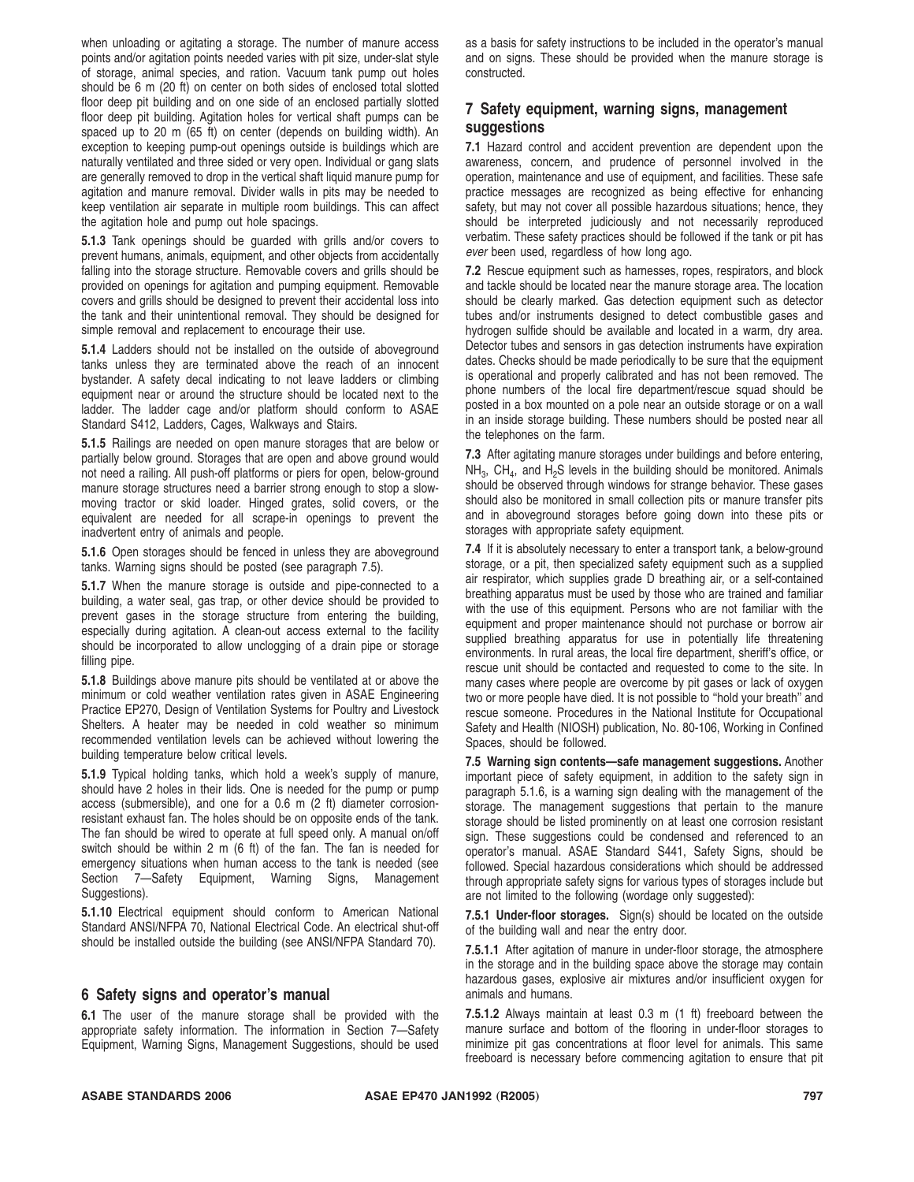when unloading or agitating a storage. The number of manure access points and/or agitation points needed varies with pit size, under-slat style of storage, animal species, and ration. Vacuum tank pump out holes should be 6 m (20 ft) on center on both sides of enclosed total slotted floor deep pit building and on one side of an enclosed partially slotted floor deep pit building. Agitation holes for vertical shaft pumps can be spaced up to 20 m (65 ft) on center (depends on building width). An exception to keeping pump-out openings outside is buildings which are naturally ventilated and three sided or very open. Individual or gang slats are generally removed to drop in the vertical shaft liquid manure pump for agitation and manure removal. Divider walls in pits may be needed to keep ventilation air separate in multiple room buildings. This can affect the agitation hole and pump out hole spacings.

**5.1.3** Tank openings should be guarded with grills and/or covers to prevent humans, animals, equipment, and other objects from accidentally falling into the storage structure. Removable covers and grills should be provided on openings for agitation and pumping equipment. Removable covers and grills should be designed to prevent their accidental loss into the tank and their unintentional removal. They should be designed for simple removal and replacement to encourage their use.

**5.1.4** Ladders should not be installed on the outside of aboveground tanks unless they are terminated above the reach of an innocent bystander. A safety decal indicating to not leave ladders or climbing equipment near or around the structure should be located next to the ladder. The ladder cage and/or platform should conform to ASAE Standard S412, Ladders, Cages, Walkways and Stairs.

**5.1.5** Railings are needed on open manure storages that are below or partially below ground. Storages that are open and above ground would not need a railing. All push-off platforms or piers for open, below-ground manure storage structures need a barrier strong enough to stop a slow-moving tractor or skid loader. Hinged grates, solid covers, or the equivalent are needed for all scrape-in openings to prevent the inadvertent entry of animals and people.

**5.1.6** Open storages should be fenced in unless they are aboveground tanks. Warning signs should be posted (see paragraph 7.5).

**5.1.7** When the manure storage is outside and pipe-connected to a building, a water seal, gas trap, or other device should be provided to prevent gases in the storage structure from entering the building, especially during agitation. A clean-out access external to the facility should be incorporated to allow unclogging of a drain pipe or storage filling pipe.

**5.1.8** Buildings above manure pits should be ventilated at or above the minimum or cold weather ventilation rates given in ASAE Engineering Practice EP270, Design of Ventilation Systems for Poultry and Livestock Shelters. A heater may be needed in cold weather so minimum recommended ventilation levels can be achieved without lowering the building temperature below critical levels.

**5.1.9** Typical holding tanks, which hold a week's supply of manure, should have 2 holes in their lids. One is needed for the pump or pump access (submersible), and one for a 0.6 m (2 ft) diameter corrosion-resistant exhaust fan. The holes should be on opposite ends of the tank. The fan should be wired to operate at full speed only. A manual on/off switch should be within 2 m (6 ft) of the fan. The fan is needed for emergency situations when human access to the tank is needed (see Section 7—Safety Equipment, Warning Signs, Management Suggestions).

**5.1.10** Electrical equipment should conform to American National Standard ANSI/NFPA 70, National Electrical Code. An electrical shut-off should be installed outside the building (see ANSI/NFPA Standard 70).

## 6 Safety signs and operator's manual

**6.1** The user of the manure storage shall be provided with the appropriate safety information. The information in Section 7—Safety Equipment, Warning Signs, Management Suggestions, should be used as a basis for safety instructions to be included in the operator's manual and on signs. These should be provided when the manure storage is constructed.

## 7 Safety equipment, warning signs, management suggestions

**7.1** Hazard control and accident prevention are dependent upon the awareness, concern, and prudence of personnel involved in the operation, maintenance and use of equipment, and facilities. These safe practice messages are recognized as being effective for enhancing safety, but may not cover all possible hazardous situations; hence, they should be interpreted judiciously and not necessarily reproduced verbatim. These safety practices should be followed if the tank or pit has *ever* been used, regardless of how long ago.

**7.2** Rescue equipment such as harnesses, ropes, respirators, and block and tackle should be located near the manure storage area. The location should be clearly marked. Gas detection equipment such as detector tubes and/or instruments designed to detect combustible gases and hydrogen sulfide should be available and located in a warm, dry area. Detector tubes and sensors in gas detection instruments have expiration dates. Checks should be made periodically to be sure that the equipment is operational and properly calibrated and has not been removed. The phone numbers of the local fire department/rescue squad should be posted in a box mounted on a pole near an outside storage or on a wall in an inside storage building. These numbers should be posted near all the telephones on the farm.

**7.3** After agitating manure storages under buildings and before entering, $NH_3$, $CH_4$, and $H_2S$ levels in the building should be monitored. Animals should be observed through windows for strange behavior. These gases should also be monitored in small collection pits or manure transfer pits and in aboveground storages before going down into these pits or storages with appropriate safety equipment.

**7.4** If it is absolutely necessary to enter a transport tank, a below-ground storage, or a pit, then specialized safety equipment such as a supplied air respirator, which supplies grade D breathing air, or a self-contained breathing apparatus must be used by those who are trained and familiar with the use of this equipment. Persons who are not familiar with the equipment and proper maintenance should not purchase or borrow air supplied breathing apparatus for use in potentially life threatening environments. In rural areas, the local fire department, sheriff's office, or rescue unit should be contacted and requested to come to the site. In many cases where people are overcome by pit gases or lack of oxygen two or more people have died. It is not possible to "hold your breath" and rescue someone. Procedures in the National Institute for Occupational Safety and Health (NIOSH) publication, No. 80-106, Working in Confined Spaces, should be followed.

**7.5 Warning sign contents—safe management suggestions.** Another important piece of safety equipment, in addition to the safety sign in paragraph 5.1.6, is a warning sign dealing with the management of the storage. The management suggestions that pertain to the manure storage should be listed prominently on at least one corrosion resistant sign. These suggestions could be condensed and referenced to an operator's manual. ASAE Standard S441, Safety Signs, should be followed. Special hazardous considerations which should be addressed through appropriate safety signs for various types of storages include but are not limited to the following (wordage only suggested):

**7.5.1 Under-floor storages.** Sign(s) should be located on the outside of the building wall and near the entry door.

**7.5.1.1** After agitation of manure in under-floor storage, the atmosphere in the storage and in the building space above the storage may contain hazardous gases, explosive air mixtures and/or insufficient oxygen for animals and humans.

**7.5.1.2** Always maintain at least 0.3 m (1 ft) freeboard between the manure surface and bottom of the flooring in under-floor storages to minimize pit gas concentrations at floor level for animals. This same freeboard is necessary before commencing agitation to ensure that pit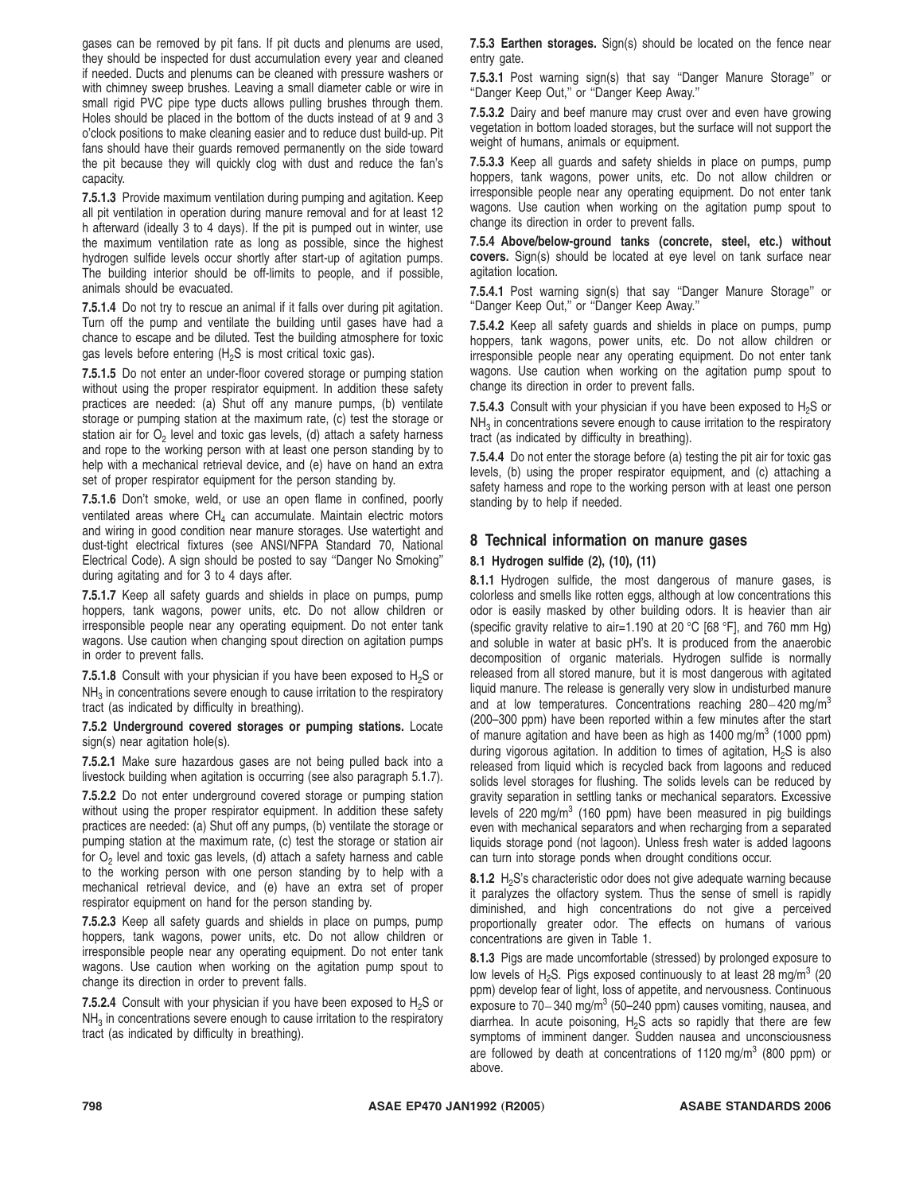gases can be removed by pit fans. If pit ducts and plenums are used, they should be inspected for dust accumulation every year and cleaned if needed. Ducts and plenums can be cleaned with pressure washers or with chimney sweep brushes. Leaving a small diameter cable or wire in small rigid PVC pipe type ducts allows pulling brushes through them. Holes should be placed in the bottom of the ducts instead of at 9 and 3 o'clock positions to make cleaning easier and to reduce dust build-up. Pit fans should have their guards removed permanently on the side toward the pit because they will quickly clog with dust and reduce the fan's capacity.

**7.5.1.3** Provide maximum ventilation during pumping and agitation. Keep all pit ventilation in operation during manure removal and for at least 12 h afterward (ideally 3 to 4 days). If the pit is pumped out in winter, use the maximum ventilation rate as long as possible, since the highest hydrogen sulfide levels occur shortly after start-up of agitation pumps. The building interior should be off-limits to people, and if possible, animals should be evacuated.

**7.5.1.4** Do not try to rescue an animal if it falls over during pit agitation. Turn off the pump and ventilate the building until gases have had a chance to escape and be diluted. Test the building atmosphere for toxic gas levels before entering ($H_2S$ is most critical toxic gas).

**7.5.1.5** Do not enter an under-floor covered storage or pumping station without using the proper respirator equipment. In addition these safety practices are needed: (a) Shut off any manure pumps, (b) ventilate the storage or pumping station at the maximum rate, (c) test the storage or station air for $O_2$ level and toxic gas levels, (d) attach a safety harness and rope to the working person with at least one person standing by to help with a mechanical retrieval device, and (e) have on hand an extra set of proper respirator equipment for the person standing by.

**7.5.1.6** Don't smoke, weld, or use an open flame in confined, poorly ventilated areas where $CH_4$ can accumulate. Maintain electric motors and wiring in good condition near manure storages. Use watertight and dust-tight electrical fixtures (see ANSI/NFPA Standard 70, National Electrical Code). A sign should be posted to say "Danger No Smoking" during agitating and for 3 to 4 days after.

**7.5.1.7** Keep all safety guards and shields in place on pumps, pump hoppers, tank wagons, power units, etc. Do not allow children or irresponsible people near any operating equipment. Do not enter tank wagons. Use caution when changing spout direction on agitation pumps in order to prevent falls.

**7.5.1.8** Consult with your physician if you have been exposed to $H_2S$ or $NH_3$ in concentrations severe enough to cause irritation to the respiratory tract (as indicated by difficulty in breathing).

**7.5.2 Underground covered storages or pumping stations.** Locate sign(s) near agitation hole(s).

**7.5.2.1** Make sure hazardous gases are not being pulled back into a livestock building when agitation is occurring (see also paragraph 5.1.7).

**7.5.2.2** Do not enter underground covered storage or pumping station without using the proper respirator equipment. In addition these safety practices are needed: (a) Shut off any pumps, (b) ventilate the storage or pumping station at the maximum rate, (c) test the storage or station air for $O_2$ level and toxic gas levels, (d) attach a safety harness and cable to the working person with one person standing by to help with a mechanical retrieval device, and (e) have an extra set of proper respirator equipment on hand for the person standing by.

**7.5.2.3** Keep all safety guards and shields in place on pumps, pump hoppers, tank wagons, power units, etc. Do not allow children or irresponsible people near any operating equipment. Do not enter tank wagons. Use caution when working on the agitation pump spout to change its direction in order to prevent falls.

**7.5.2.4** Consult with your physician if you have been exposed to $H_2S$ or $NH_3$ in concentrations severe enough to cause irritation to the respiratory tract (as indicated by difficulty in breathing).

**7.5.3 Earthen storages.** Sign(s) should be located on the fence near entry gate.

**7.5.3.1** Post warning sign(s) that say "Danger Manure Storage" or "Danger Keep Out," or "Danger Keep Away."

**7.5.3.2** Dairy and beef manure may crust over and even have growing vegetation in bottom loaded storages, but the surface will not support the weight of humans, animals or equipment.

**7.5.3.3** Keep all guards and safety shields in place on pumps, pump hoppers, tank wagons, power units, etc. Do not allow children or irresponsible people near any operating equipment. Do not enter tank wagons. Use caution when working on the agitation pump spout to change its direction in order to prevent falls.

**7.5.4 Above/below-ground tanks (concrete, steel, etc.) without covers.** Sign(s) should be located at eye level on tank surface near agitation location.

**7.5.4.1** Post warning sign(s) that say "Danger Manure Storage" or "Danger Keep Out," or "Danger Keep Away."

**7.5.4.2** Keep all safety guards and shields in place on pumps, pump hoppers, tank wagons, power units, etc. Do not allow children or irresponsible people near any operating equipment. Do not enter tank wagons. Use caution when working on the agitation pump spout to change its direction in order to prevent falls.

**7.5.4.3** Consult with your physician if you have been exposed to $H_2S$ or $NH_3$ in concentrations severe enough to cause irritation to the respiratory tract (as indicated by difficulty in breathing).

**7.5.4.4** Do not enter the storage before (a) testing the pit air for toxic gas levels, (b) using the proper respirator equipment, and (c) attaching a safety harness and rope to the working person with at least one person standing by to help if needed.

## 8 Technical information on manure gases

### 8.1 Hydrogen sulfide (2), (10), (11)

**8.1.1** Hydrogen sulfide, the most dangerous of manure gases, is colorless and smells like rotten eggs, although at low concentrations this odor is easily masked by other building odors. It is heavier than air (specific gravity relative to air=1.190 at 20 °C [68 °F], and 760 mm Hg) and soluble in water at basic pH's. It is produced from the anaerobic decomposition of organic materials. Hydrogen sulfide is normally released from all stored manure, but it is most dangerous with agitated liquid manure. The release is generally very slow in undisturbed manure and at low temperatures. Concentrations reaching 280–420 mg/m$^3$ (200–300 ppm) have been reported within a few minutes after the start of manure agitation and have been as high as 1400 mg/m$^3$ (1000 ppm) during vigorous agitation. In addition to times of agitation, $H_2S$ is also released from liquid which is recycled back from lagoons and reduced solids level storages for flushing. The solids levels can be reduced by gravity separation in settling tanks or mechanical separators. Excessive levels of 220 mg/m$^3$ (160 ppm) have been measured in pig buildings even with mechanical separators and when recharging from a separated liquids storage pond (not lagoon). Unless fresh water is added lagoons can turn into storage ponds when drought conditions occur.

**8.1.2** $H_2S$'s characteristic odor does not give adequate warning because it paralyzes the olfactory system. Thus the sense of smell is rapidly diminished, and high concentrations do not give a perceived proportionally greater odor. The effects on humans of various concentrations are given in Table 1.

**8.1.3** Pigs are made uncomfortable (stressed) by prolonged exposure to low levels of $H_2S$. Pigs exposed continuously to at least 28 mg/m$^3$ (20 ppm) develop fear of light, loss of appetite, and nervousness. Continuous exposure to 70–340 mg/m$^3$ (50–240 ppm) causes vomiting, nausea, and diarrhea. In acute poisoning, $H_2S$ acts so rapidly that there are few symptoms of imminent danger. Sudden nausea and unconsciousness are followed by death at concentrations of 1120 mg/m$^3$ (800 ppm) or above.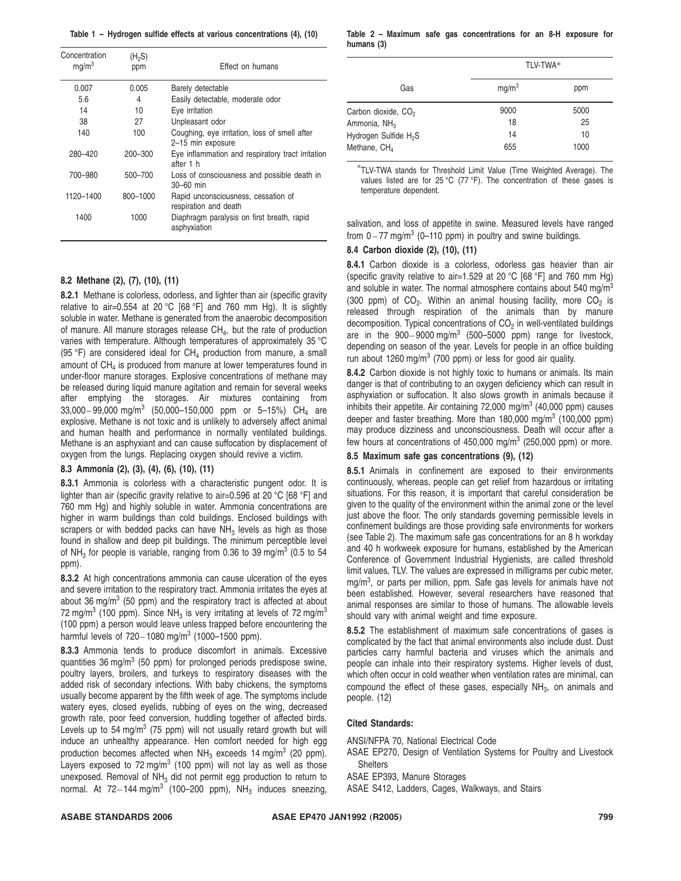**Table 1 – Hydrogen sulfide effects at various concentrations (4), (10)**

| Concentration $mg/m^3$ | ($H_2S$) ppm | Effect on humans |
|---|---|---|
| 0.007 | 0.005 | Barely detectable |
| 5.6 | 4 | Easily detectable, moderate odor |
| 14 | 10 | Eye irritation |
| 38 | 27 | Unpleasant odor |
| 140 | 100 | Coughing, eye irritation, loss of smell after 2–15 min exposure |
| 280–420 | 200–300 | Eye inflammation and respiratory tract irritation after 1 h |
| 700–980 | 500–700 | Loss of consciousness and possible death in 30–60 min |
| 1120–1400 | 800–1000 | Rapid unconsciousness, cessation of respiration and death |
| 1400 | 1000 | Diaphragm paralysis on first breath, rapid asphyxiation |

**8.2 Methane (2), (7), (10), (11)**

**8.2.1** Methane is colorless, odorless, and lighter than air (specific gravity relative to air=0.554 at 20 °C [68 °F] and 760 mm Hg). It is slightly soluble in water. Methane is generated from the anaerobic decomposition of manure. All manure storages release $CH_4$, but the rate of production varies with temperature. Although temperatures of approximately 35 °C (95 °F) are considered ideal for $CH_4$ production from manure, a small amount of $CH_4$ is produced from manure at lower temperatures found in under-floor manure storages. Explosive concentrations of methane may be released during liquid manure agitation and remain for several weeks after emptying the storages. Air mixtures containing from 33,000 − 99,000 $mg/m^3$ (50,000–150,000 ppm or 5–15%) $CH_4$ are explosive. Methane is not toxic and is unlikely to adversely affect animal and human health and performance in normally ventilated buildings. Methane is an asphyxiant and can cause suffocation by displacement of oxygen from the lungs. Replacing oxygen should revive a victim.

**8.3 Ammonia (2), (3), (4), (6), (10), (11)**

**8.3.1** Ammonia is colorless with a characteristic pungent odor. It is lighter than air (specific gravity relative to air=0.596 at 20 °C [68 °F] and 760 mm Hg) and highly soluble in water. Ammonia concentrations are higher in warm buildings than cold buildings. Enclosed buildings with scrapers or with bedded packs can have $NH_3$ levels as high as those found in shallow and deep pit buildings. The minimum perceptible level of $NH_3$ for people is variable, ranging from 0.36 to 39 $mg/m^3$ (0.5 to 54 ppm).

**8.3.2** At high concentrations ammonia can cause ulceration of the eyes and severe irritation to the respiratory tract. Ammonia irritates the eyes at about 36 $mg/m^3$ (50 ppm) and the respiratory tract is affected at about 72 $mg/m^3$ (100 ppm). Since $NH_3$ is very irritating at levels of 72 $mg/m^3$ (100 ppm) a person would leave unless trapped before encountering the harmful levels of 720 − 1080 $mg/m^3$ (1000–1500 ppm).

**8.3.3** Ammonia tends to produce discomfort in animals. Excessive quantities 36 $mg/m^3$ (50 ppm) for prolonged periods predispose swine, poultry layers, broilers, and turkeys to respiratory diseases with the added risk of secondary infections. With baby chickens, the symptoms usually become apparent by the fifth week of age. The symptoms include watery eyes, closed eyelids, rubbing of eyes on the wing, decreased growth rate, poor feed conversion, huddling together of affected birds. Levels up to 54 $mg/m^3$ (75 ppm) will not usually retard growth but will induce an unhealthy appearance. Hen comfort needed for high egg production becomes affected when $NH_3$ exceeds 14 $mg/m^3$ (20 ppm). Layers exposed to 72 $mg/m^3$ (100 ppm) will not lay as well as those unexposed. Removal of $NH_3$ did not permit egg production to return to normal. At 72 − 144 $mg/m^3$ (100–200 ppm), $NH_3$ induces sneezing, salivation, and loss of appetite in swine. Measured levels have ranged from 0 − 77 $mg/m^3$ (0–110 ppm) in poultry and swine buildings.

**Table 2 – Maximum safe gas concentrations for an 8-H exposure for humans (3)**

| Gas | TLV-TWA* | |
|---|---|---|
| | $mg/m^3$ | ppm |
| Carbon dioxide, $CO_2$ | 9000 | 5000 |
| Ammonia, $NH_3$ | 18 | 25 |
| Hydrogen Sulfide $H_2S$ | 14 | 10 |
| Methane, $CH_4$ | 655 | 1000 |

*TLV-TWA stands for Threshold Limit Value (Time Weighted Average). The values listed are for 25 °C (77 °F). The concentration of these gases is temperature dependent.

**8.4 Carbon dioxide (2), (10), (11)**

**8.4.1** Carbon dioxide is a colorless, odorless gas heavier than air (specific gravity relative to air=1.529 at 20 °C [68 °F] and 760 mm Hg) and soluble in water. The normal atmosphere contains about 540 $mg/m^3$ (300 ppm) of $CO_2$. Within an animal housing facility, more $CO_2$ is released through respiration of the animals than by manure decomposition. Typical concentrations of $CO_2$ in well-ventilated buildings are in the 900 − 9000 $mg/m^3$ (500–5000 ppm) range for livestock, depending on season of the year. Levels for people in an office building run about 1260 $mg/m^3$ (700 ppm) or less for good air quality.

**8.4.2** Carbon dioxide is not highly toxic to humans or animals. Its main danger is that of contributing to an oxygen deficiency which can result in asphyxiation or suffocation. It also slows growth in animals because it inhibits their appetite. Air containing 72,000 $mg/m^3$ (40,000 ppm) causes deeper and faster breathing. More than 180,000 $mg/m^3$ (100,000 ppm) may produce dizziness and unconsciousness. Death will occur after a few hours at concentrations of 450,000 $mg/m^3$ (250,000 ppm) or more.

**8.5 Maximum safe gas concentrations (9), (12)**

**8.5.1** Animals in confinement are exposed to their environments continuously, whereas, people can get relief from hazardous or irritating situations. For this reason, it is important that careful consideration be given to the quality of the environment within the animal zone or the level just above the floor. The only standards governing permissible levels in confinement buildings are those providing safe environments for workers (see Table 2). The maximum safe gas concentrations for an 8 h workday and 40 h workweek exposure for humans, established by the American Conference of Government Industrial Hygienists, are called threshold limit values, TLV. The values are expressed in milligrams per cubic meter, $mg/m^3$, or parts per million, ppm. Safe gas levels for animals have not been established. However, several researchers have reasoned that animal responses are similar to those of humans. The allowable levels should vary with animal weight and time exposure.

**8.5.2** The establishment of maximum safe concentrations of gases is complicated by the fact that animal environments also include dust. Dust particles carry harmful bacteria and viruses which the animals and people can inhale into their respiratory systems. Higher levels of dust, which often occur in cold weather when ventilation rates are minimal, can compound the effect of these gases, especially $NH_3$, on animals and people. (12)

**Cited Standards:**

ANSI/NFPA 70, National Electrical Code

ASAE EP270, Design of Ventilation Systems for Poultry and Livestock Shelters

ASAE EP393, Manure Storages

ASAE S412, Ladders, Cages, Walkways, and Stairs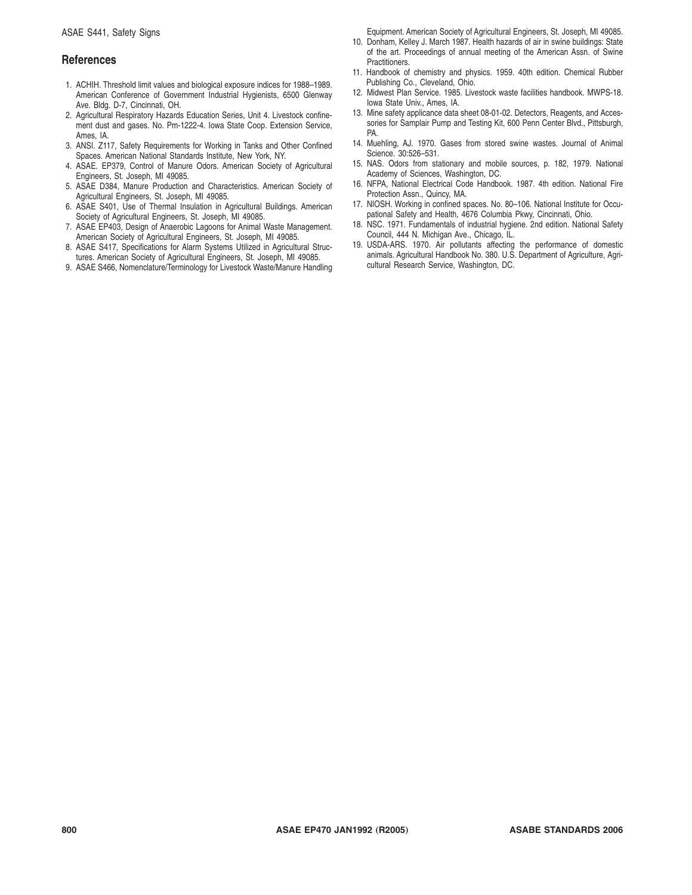ASAE S441, Safety Signs

## References

1. ACHIH. Threshold limit values and biological exposure indices for 1988–1989. American Conference of Government Industrial Hygienists, 6500 Glenway Ave. Bldg. D-7, Cincinnati, OH.
2. Agricultural Respiratory Hazards Education Series, Unit 4. Livestock confinement dust and gases. No. Pm-1222-4. Iowa State Coop. Extension Service, Ames, IA.
3. ANSI. Z117, Safety Requirements for Working in Tanks and Other Confined Spaces. American National Standards Institute, New York, NY.
4. ASAE. EP379, Control of Manure Odors. American Society of Agricultural Engineers, St. Joseph, MI 49085.
5. ASAE D384, Manure Production and Characteristics. American Society of Agricultural Engineers, St. Joseph, MI 49085.
6. ASAE S401, Use of Thermal Insulation in Agricultural Buildings. American Society of Agricultural Engineers, St. Joseph, MI 49085.
7. ASAE EP403, Design of Anaerobic Lagoons for Animal Waste Management. American Society of Agricultural Engineers, St. Joseph, MI 49085.
8. ASAE S417, Specifications for Alarm Systems Utilized in Agricultural Structures. American Society of Agricultural Engineers, St. Joseph, MI 49085.
9. ASAE S466, Nomenclature/Terminology for Livestock Waste/Manure Handling Equipment. American Society of Agricultural Engineers, St. Joseph, MI 49085.
10. Donham, Kelley J. March 1987. Health hazards of air in swine buildings: State of the art. Proceedings of annual meeting of the American Assn. of Swine Practitioners.
11. Handbook of chemistry and physics. 1959. 40th edition. Chemical Rubber Publishing Co., Cleveland, Ohio.
12. Midwest Plan Service. 1985. Livestock waste facilities handbook. MWPS-18. Iowa State Univ., Ames, IA.
13. Mine safety applicance data sheet 08-01-02. Detectors, Reagents, and Accessories for Samplair Pump and Testing Kit, 600 Penn Center Blvd., Pittsburgh, PA.
14. Muehling, AJ. 1970. Gases from stored swine wastes. Journal of Animal Science. 30:526–531.
15. NAS. Odors from stationary and mobile sources, p. 182, 1979. National Academy of Sciences, Washington, DC.
16. NFPA, National Electrical Code Handbook. 1987. 4th edition. National Fire Protection Assn., Quincy, MA.
17. NIOSH. Working in confined spaces. No. 80–106. National Institute for Occupational Safety and Health, 4676 Columbia Pkwy, Cincinnati, Ohio.
18. NSC. 1971. Fundamentals of industrial hygiene. 2nd edition. National Safety Council, 444 N. Michigan Ave., Chicago, IL.
19. USDA-ARS. 1970. Air pollutants affecting the performance of domestic animals. Agricultural Handbook No. 380. U.S. Department of Agriculture, Agricultural Research Service, Washington, DC.